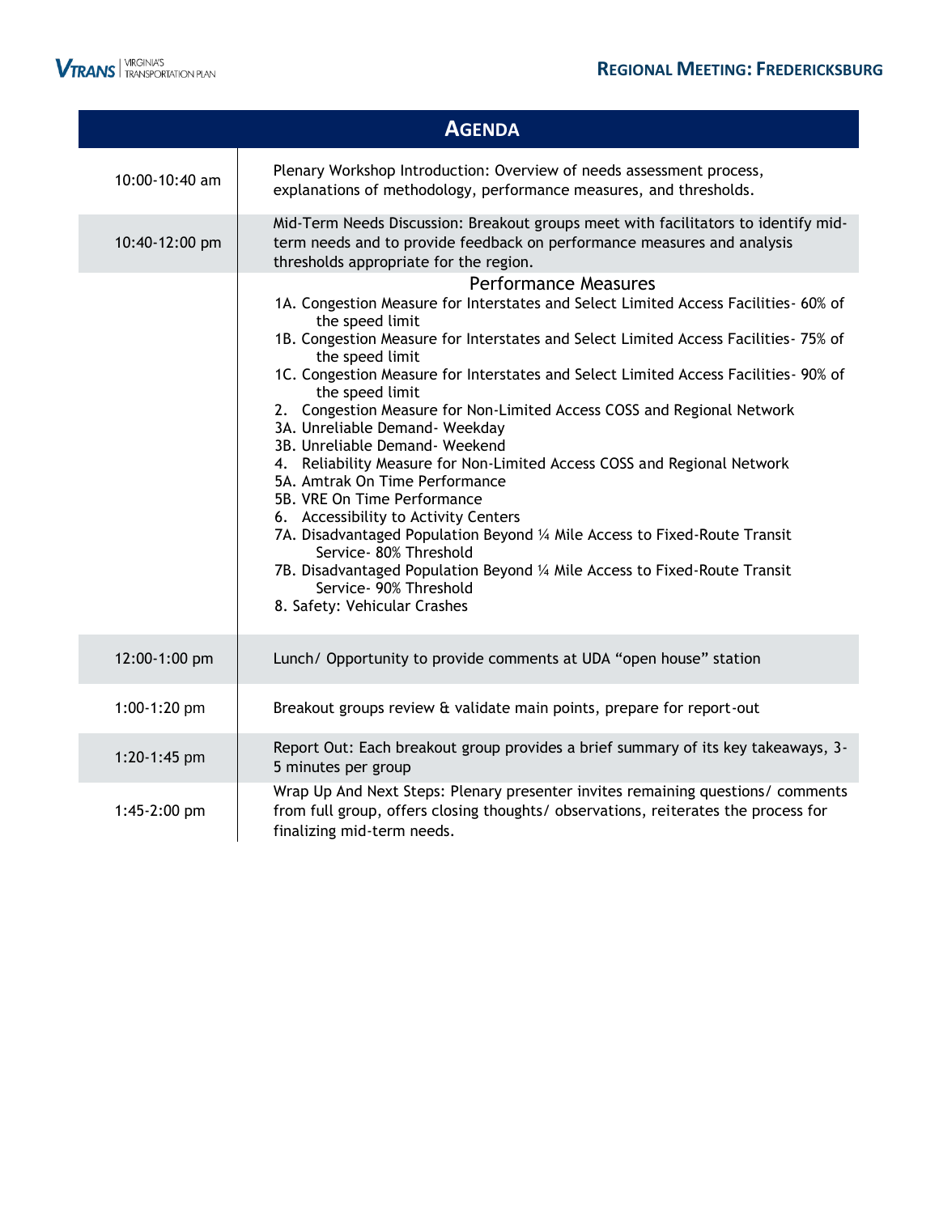# Regional Meeting: Fredericksburg

## Agenda

| Time | Item |
|---|---|
| 10:00-10:40 am | Plenary Workshop Introduction: Overview of needs assessment process, explanations of methodology, performance measures, and thresholds. |
| 10:40-12:00 pm | Mid-Term Needs Discussion: Breakout groups meet with facilitators to identify mid-term needs and to provide feedback on performance measures and analysis thresholds appropriate for the region. |
| | **Performance Measures**<br>1A. Congestion Measure for Interstates and Select Limited Access Facilities- 60% of the speed limit<br>1B. Congestion Measure for Interstates and Select Limited Access Facilities- 75% of the speed limit<br>1C. Congestion Measure for Interstates and Select Limited Access Facilities- 90% of the speed limit<br>2. Congestion Measure for Non-Limited Access COSS and Regional Network<br>3A. Unreliable Demand- Weekday<br>3B. Unreliable Demand- Weekend<br>4. Reliability Measure for Non-Limited Access COSS and Regional Network<br>5A. Amtrak On Time Performance<br>5B. VRE On Time Performance<br>6. Accessibility to Activity Centers<br>7A. Disadvantaged Population Beyond ¼ Mile Access to Fixed-Route Transit Service- 80% Threshold<br>7B. Disadvantaged Population Beyond ¼ Mile Access to Fixed-Route Transit Service- 90% Threshold<br>8. Safety: Vehicular Crashes |
| 12:00-1:00 pm | Lunch/ Opportunity to provide comments at UDA “open house” station |
| 1:00-1:20 pm | Breakout groups review & validate main points, prepare for report-out |
| 1:20-1:45 pm | Report Out: Each breakout group provides a brief summary of its key takeaways, 3-5 minutes per group |
| 1:45-2:00 pm | Wrap Up And Next Steps: Plenary presenter invites remaining questions/ comments from full group, offers closing thoughts/ observations, reiterates the process for finalizing mid-term needs. |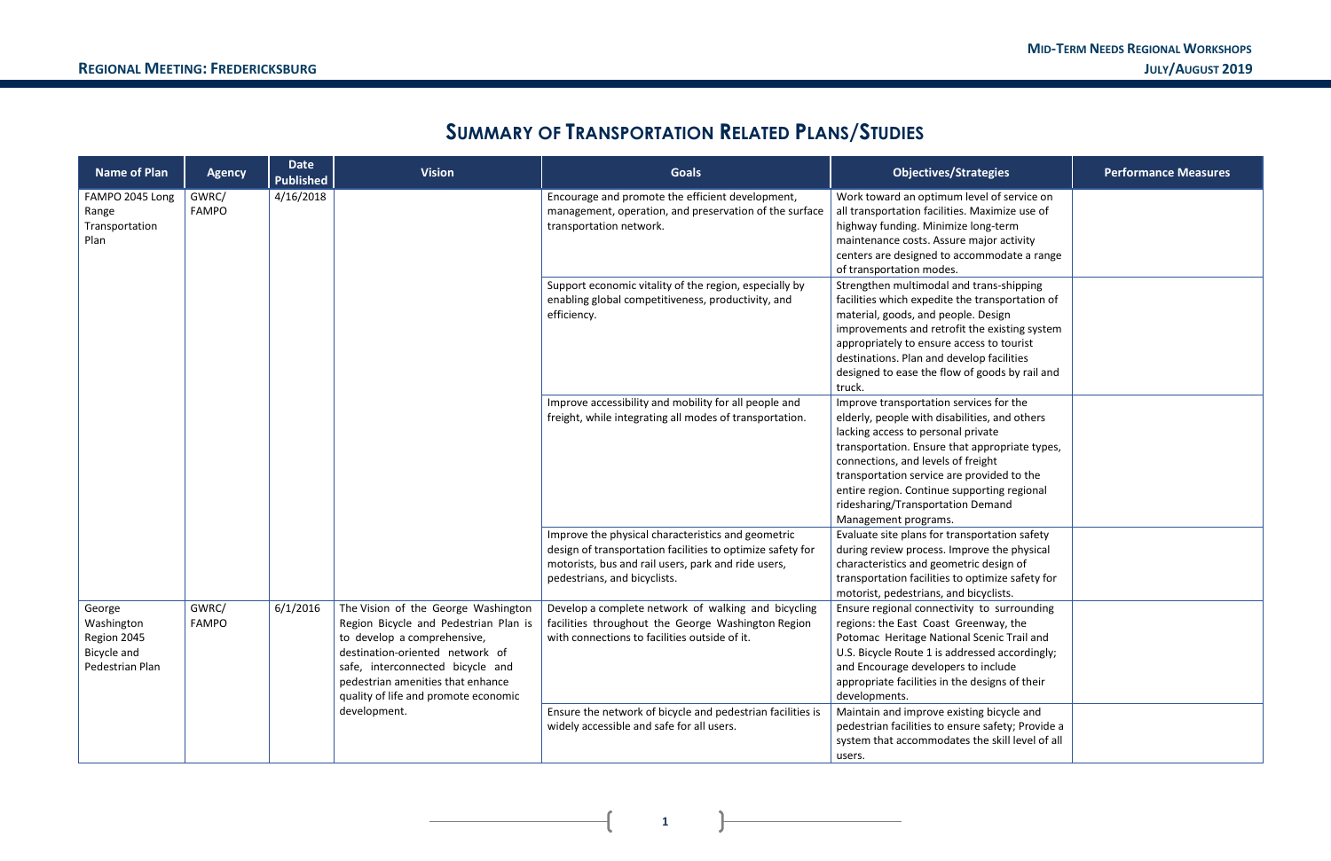# Summary of Transportation Related Plans/Studies

| Name of Plan | Agency | Date Published | Vision | Goals | Objectives/Strategies | Performance Measures |
|---|---|---|---|---|---|---|
| FAMPO 2045 Long Range Transportation Plan | GWRC/ FAMPO | 4/16/2018 | | Encourage and promote the efficient development, management, operation, and preservation of the surface transportation network. | Work toward an optimum level of service on all transportation facilities. Maximize use of highway funding. Minimize long-term maintenance costs. Assure major activity centers are designed to accommodate a range of transportation modes. | |
| | | | | Support economic vitality of the region, especially by enabling global competitiveness, productivity, and efficiency. | Strengthen multimodal and trans-shipping facilities which expedite the transportation of material, goods, and people. Design improvements and retrofit the existing system appropriately to ensure access to tourist destinations. Plan and develop facilities designed to ease the flow of goods by rail and truck. | |
| | | | | Improve accessibility and mobility for all people and freight, while integrating all modes of transportation. | Improve transportation services for the elderly, people with disabilities, and others lacking access to personal private transportation. Ensure that appropriate types, connections, and levels of freight transportation service are provided to the entire region. Continue supporting regional ridesharing/Transportation Demand Management programs. | |
| | | | | Improve the physical characteristics and geometric design of transportation facilities to optimize safety for motorists, bus and rail users, park and ride users, pedestrians, and bicyclists. | Evaluate site plans for transportation safety during review process. Improve the physical characteristics and geometric design of transportation facilities to optimize safety for motorist, pedestrians, and bicyclists. | |
| George Washington Region 2045 Bicycle and Pedestrian Plan | GWRC/ FAMPO | 6/1/2016 | The Vision of the George Washington Region Bicycle and Pedestrian Plan is to develop a comprehensive, destination-oriented network of safe, interconnected bicycle and pedestrian amenities that enhance quality of life and promote economic development. | Develop a complete network of walking and bicycling facilities throughout the George Washington Region with connections to facilities outside of it. | Ensure regional connectivity to surrounding regions: the East Coast Greenway, the Potomac Heritage National Scenic Trail and U.S. Bicycle Route 1 is addressed accordingly; and Encourage developers to include appropriate facilities in the designs of their developments. | |
| | | | | Ensure the network of bicycle and pedestrian facilities is widely accessible and safe for all users. | Maintain and improve existing bicycle and pedestrian facilities to ensure safety; Provide a system that accommodates the skill level of all users. | |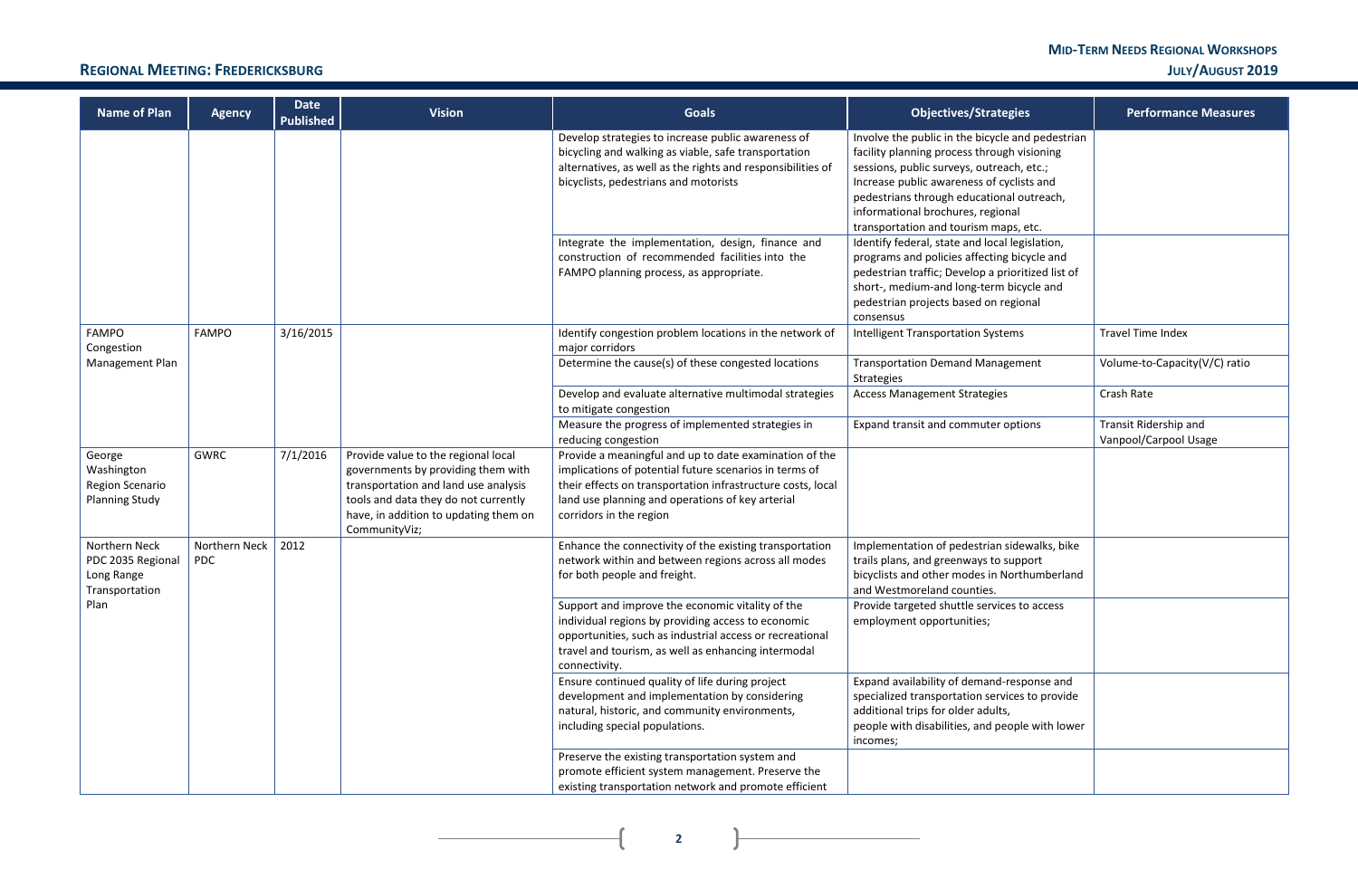| Name of Plan | Agency | Date Published | Vision | Goals | Objectives/Strategies | Performance Measures |
| --- | --- | --- | --- | --- | --- | --- |
| | | | | Develop strategies to increase public awareness of bicycling and walking as viable, safe transportation alternatives, as well as the rights and responsibilities of bicyclists, pedestrians and motorists | Involve the public in the bicycle and pedestrian facility planning process through visioning sessions, public surveys, outreach, etc.; Increase public awareness of cyclists and pedestrians through educational outreach, informational brochures, regional transportation and tourism maps, etc. | |
| | | | | Integrate the implementation, design, finance and construction of recommended facilities into the FAMPO planning process, as appropriate. | Identify federal, state and local legislation, programs and policies affecting bicycle and pedestrian traffic; Develop a prioritized list of short-, medium-and long-term bicycle and pedestrian projects based on regional consensus | |
| FAMPO Congestion Management Plan | FAMPO | 3/16/2015 | | Identify congestion problem locations in the network of major corridors | Intelligent Transportation Systems | Travel Time Index |
| | | | | Determine the cause(s) of these congested locations | Transportation Demand Management Strategies | Volume-to-Capacity(V/C) ratio |
| | | | | Develop and evaluate alternative multimodal strategies to mitigate congestion | Access Management Strategies | Crash Rate |
| | | | | Measure the progress of implemented strategies in reducing congestion | Expand transit and commuter options | Transit Ridership and Vanpool/Carpool Usage |
| George Washington Region Scenario Planning Study | GWRC | 7/1/2016 | Provide value to the regional local governments by providing them with transportation and land use analysis tools and data they do not currently have, in addition to updating them on CommunityViz; | Provide a meaningful and up to date examination of the implications of potential future scenarios in terms of their effects on transportation infrastructure costs, local land use planning and operations of key arterial corridors in the region | | |
| Northern Neck PDC 2035 Regional Long Range Transportation Plan | Northern Neck PDC | 2012 | | Enhance the connectivity of the existing transportation network within and between regions across all modes for both people and freight. | Implementation of pedestrian sidewalks, bike trails plans, and greenways to support bicyclists and other modes in Northumberland and Westmoreland counties. | |
| | | | | Support and improve the economic vitality of the individual regions by providing access to economic opportunities, such as industrial access or recreational travel and tourism, as well as enhancing intermodal connectivity. | Provide targeted shuttle services to access employment opportunities; | |
| | | | | Ensure continued quality of life during project development and implementation by considering natural, historic, and community environments, including special populations. | Expand availability of demand-response and specialized transportation services to provide additional trips for older adults, people with disabilities, and people with lower incomes; | |
| | | | | Preserve the existing transportation system and promote efficient system management. Preserve the existing transportation network and promote efficient | | |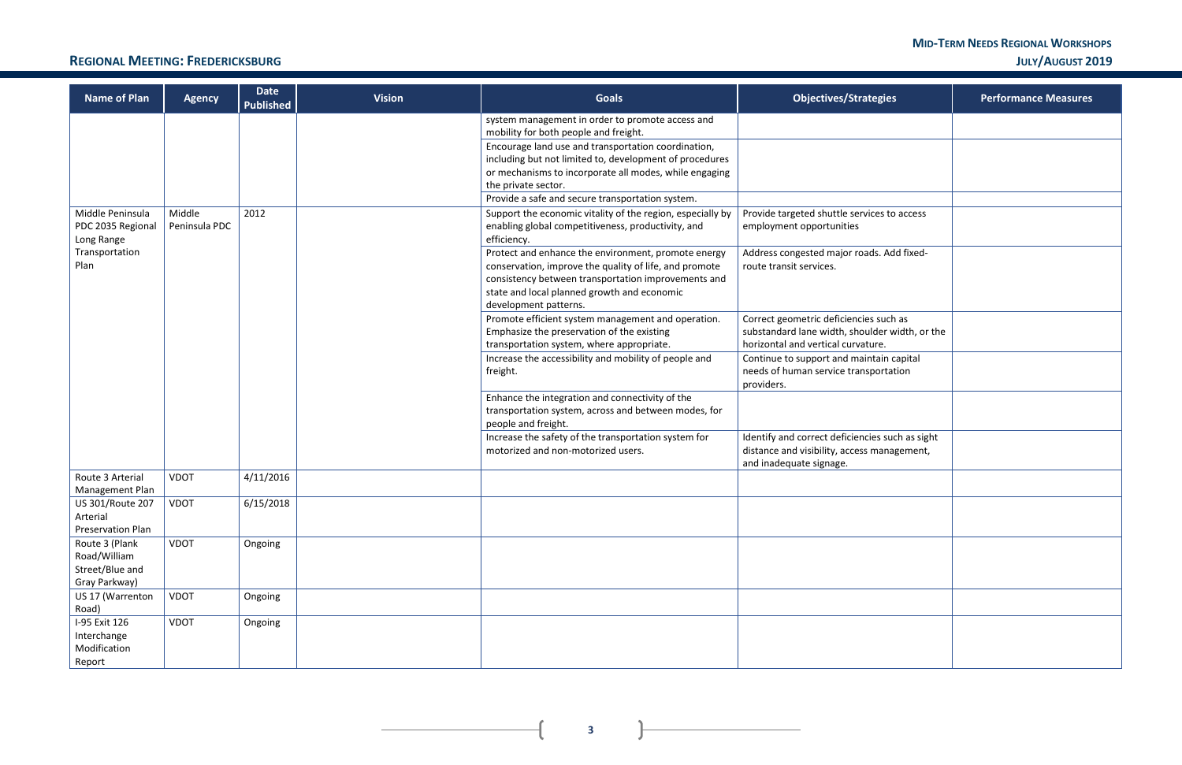## Regional Meeting: Fredericksburg

| Name of Plan | Agency | Date Published | Vision | Goals | Objectives/Strategies | Performance Measures |
|---|---|---|---|---|---|---|
| | | | | system management in order to promote access and mobility for both people and freight. | | |
| | | | | Encourage land use and transportation coordination, including but not limited to, development of procedures or mechanisms to incorporate all modes, while engaging the private sector. | | |
| | | | | Provide a safe and secure transportation system. | | |
| Middle Peninsula PDC 2035 Regional Long Range Transportation Plan | Middle Peninsula PDC | 2012 | | Support the economic vitality of the region, especially by enabling global competitiveness, productivity, and efficiency. | Provide targeted shuttle services to access employment opportunities | |
| | | | | Protect and enhance the environment, promote energy conservation, improve the quality of life, and promote consistency between transportation improvements and state and local planned growth and economic development patterns. | Address congested major roads. Add fixed-route transit services. | |
| | | | | Promote efficient system management and operation. Emphasize the preservation of the existing transportation system, where appropriate. | Correct geometric deficiencies such as substandard lane width, shoulder width, or the horizontal and vertical curvature. | |
| | | | | Increase the accessibility and mobility of people and freight. | Continue to support and maintain capital needs of human service transportation providers. | |
| | | | | Enhance the integration and connectivity of the transportation system, across and between modes, for people and freight. | | |
| | | | | Increase the safety of the transportation system for motorized and non-motorized users. | Identify and correct deficiencies such as sight distance and visibility, access management, and inadequate signage. | |
| Route 3 Arterial Management Plan | VDOT | 4/11/2016 | | | | |
| US 301/Route 207 Arterial Preservation Plan | VDOT | 6/15/2018 | | | | |
| Route 3 (Plank Road/William Street/Blue and Gray Parkway) | VDOT | Ongoing | | | | |
| US 17 (Warrenton Road) | VDOT | Ongoing | | | | |
| I-95 Exit 126 Interchange Modification Report | VDOT | Ongoing | | | | |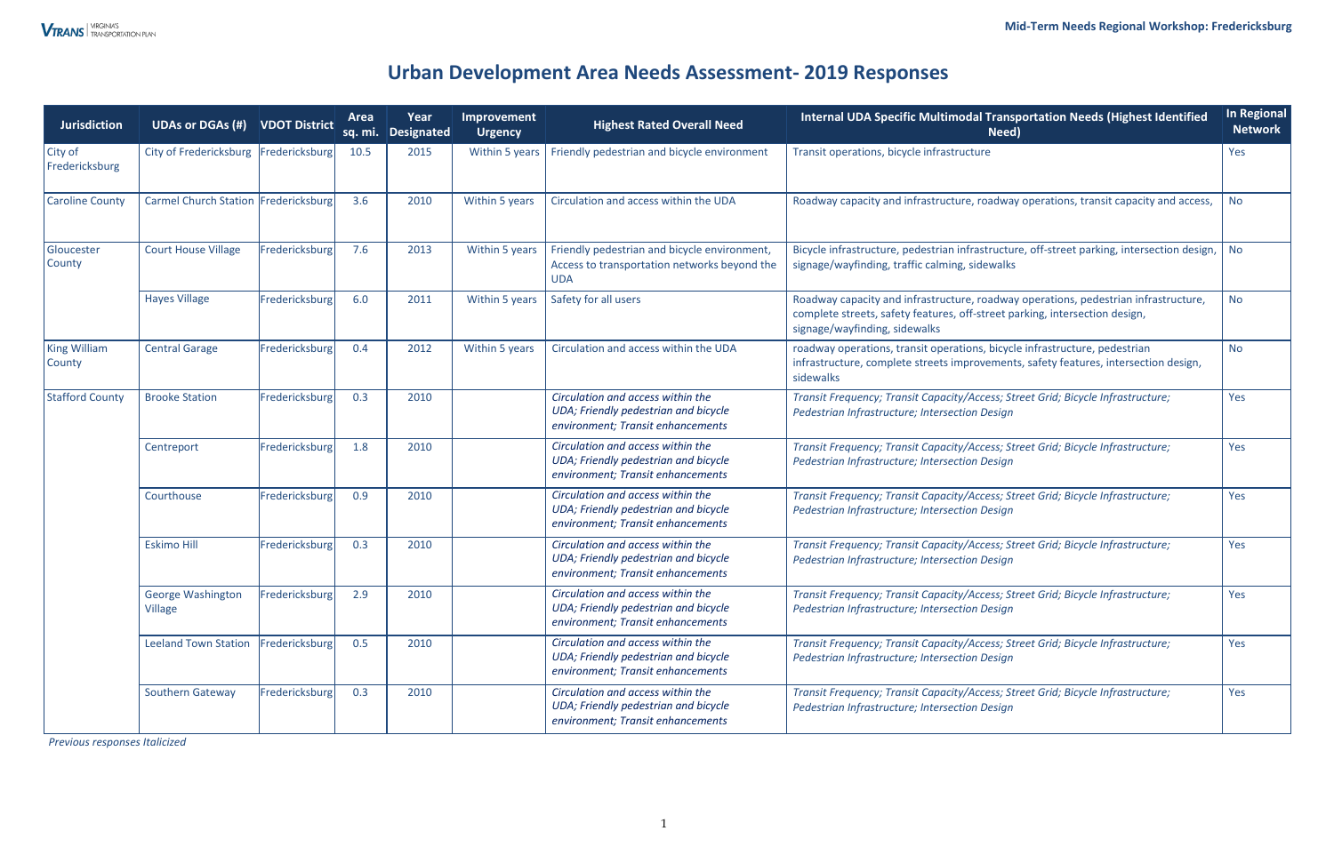# Urban Development Area Needs Assessment- 2019 Responses

| Jurisdiction | UDAs or DGAs (#) | VDOT District | Area sq. mi. | Year Designated | Improvement Urgency | Highest Rated Overall Need | Internal UDA Specific Multimodal Transportation Needs (Highest Identified Need) | In Regional Network |
|---|---|---|---|---|---|---|---|---|
| City of Fredericksburg | City of Fredericksburg | Fredericksburg | 10.5 | 2015 | Within 5 years | Friendly pedestrian and bicycle environment | Transit operations, bicycle infrastructure | Yes |
| Caroline County | Carmel Church Station | Fredericksburg | 3.6 | 2010 | Within 5 years | Circulation and access within the UDA | Roadway capacity and infrastructure, roadway operations, transit capacity and access, | No |
| Gloucester County | Court House Village | Fredericksburg | 7.6 | 2013 | Within 5 years | Friendly pedestrian and bicycle environment, Access to transportation networks beyond the UDA | Bicycle infrastructure, pedestrian infrastructure, off-street parking, intersection design, signage/wayfinding, traffic calming, sidewalks | No |
| | Hayes Village | Fredericksburg | 6.0 | 2011 | Within 5 years | Safety for all users | Roadway capacity and infrastructure, roadway operations, pedestrian infrastructure, complete streets, safety features, off-street parking, intersection design, signage/wayfinding, sidewalks | No |
| King William County | Central Garage | Fredericksburg | 0.4 | 2012 | Within 5 years | Circulation and access within the UDA | roadway operations, transit operations, bicycle infrastructure, pedestrian infrastructure, complete streets improvements, safety features, intersection design, sidewalks | No |
| Stafford County | Brooke Station | Fredericksburg | 0.3 | 2010 | | *Circulation and access within the UDA; Friendly pedestrian and bicycle environment; Transit enhancements* | *Transit Frequency; Transit Capacity/Access; Street Grid; Bicycle Infrastructure; Pedestrian Infrastructure; Intersection Design* | Yes |
| | Centreport | Fredericksburg | 1.8 | 2010 | | *Circulation and access within the UDA; Friendly pedestrian and bicycle environment; Transit enhancements* | *Transit Frequency; Transit Capacity/Access; Street Grid; Bicycle Infrastructure; Pedestrian Infrastructure; Intersection Design* | Yes |
| | Courthouse | Fredericksburg | 0.9 | 2010 | | *Circulation and access within the UDA; Friendly pedestrian and bicycle environment; Transit enhancements* | *Transit Frequency; Transit Capacity/Access; Street Grid; Bicycle Infrastructure; Pedestrian Infrastructure; Intersection Design* | Yes |
| | Eskimo Hill | Fredericksburg | 0.3 | 2010 | | *Circulation and access within the UDA; Friendly pedestrian and bicycle environment; Transit enhancements* | *Transit Frequency; Transit Capacity/Access; Street Grid; Bicycle Infrastructure; Pedestrian Infrastructure; Intersection Design* | Yes |
| | George Washington Village | Fredericksburg | 2.9 | 2010 | | *Circulation and access within the UDA; Friendly pedestrian and bicycle environment; Transit enhancements* | *Transit Frequency; Transit Capacity/Access; Street Grid; Bicycle Infrastructure; Pedestrian Infrastructure; Intersection Design* | Yes |
| | Leeland Town Station | Fredericksburg | 0.5 | 2010 | | *Circulation and access within the UDA; Friendly pedestrian and bicycle environment; Transit enhancements* | *Transit Frequency; Transit Capacity/Access; Street Grid; Bicycle Infrastructure; Pedestrian Infrastructure; Intersection Design* | Yes |
| | Southern Gateway | Fredericksburg | 0.3 | 2010 | | *Circulation and access within the UDA; Friendly pedestrian and bicycle environment; Transit enhancements* | *Transit Frequency; Transit Capacity/Access; Street Grid; Bicycle Infrastructure; Pedestrian Infrastructure; Intersection Design* | Yes |

*Previous responses Italicized*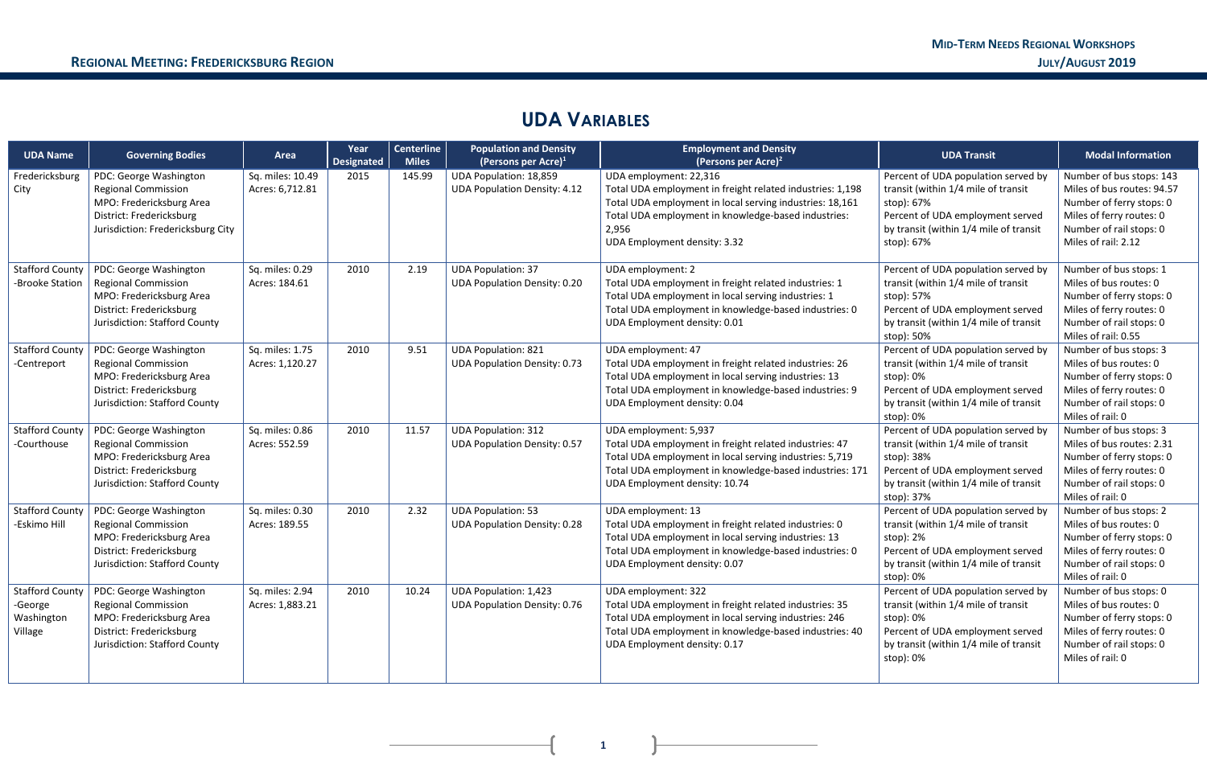## UDA Variables

| UDA Name | Governing Bodies | Area | Year Designated | Centerline Miles | Population and Density (Persons per Acre)[1] | Employment and Density (Persons per Acre)[2] | UDA Transit | Modal Information |
|---|---|---|---|---|---|---|---|---|
| Fredericksburg City | PDC: George Washington Regional Commission<br>MPO: Fredericksburg Area<br>District: Fredericksburg<br>Jurisdiction: Fredericksburg City | Sq. miles: 10.49<br>Acres: 6,712.81 | 2015 | 145.99 | UDA Population: 18,859<br>UDA Population Density: 4.12 | UDA employment: 22,316<br>Total UDA employment in freight related industries: 1,198<br>Total UDA employment in local serving industries: 18,161<br>Total UDA employment in knowledge-based industries: 2,956<br>UDA Employment density: 3.32 | Percent of UDA population served by transit (within 1/4 mile of transit stop): 67%<br>Percent of UDA employment served by transit (within 1/4 mile of transit stop): 67% | Number of bus stops: 143<br>Miles of bus routes: 94.57<br>Number of ferry stops: 0<br>Miles of ferry routes: 0<br>Number of rail stops: 0<br>Miles of rail: 2.12 |
| Stafford County -Brooke Station | PDC: George Washington Regional Commission<br>MPO: Fredericksburg Area<br>District: Fredericksburg<br>Jurisdiction: Stafford County | Sq. miles: 0.29<br>Acres: 184.61 | 2010 | 2.19 | UDA Population: 37<br>UDA Population Density: 0.20 | UDA employment: 2<br>Total UDA employment in freight related industries: 1<br>Total UDA employment in local serving industries: 1<br>Total UDA employment in knowledge-based industries: 0<br>UDA Employment density: 0.01 | Percent of UDA population served by transit (within 1/4 mile of transit stop): 57%<br>Percent of UDA employment served by transit (within 1/4 mile of transit stop): 50% | Number of bus stops: 1<br>Miles of bus routes: 0<br>Number of ferry stops: 0<br>Miles of ferry routes: 0<br>Number of rail stops: 0<br>Miles of rail: 0.55 |
| Stafford County -Centreport | PDC: George Washington Regional Commission<br>MPO: Fredericksburg Area<br>District: Fredericksburg<br>Jurisdiction: Stafford County | Sq. miles: 1.75<br>Acres: 1,120.27 | 2010 | 9.51 | UDA Population: 821<br>UDA Population Density: 0.73 | UDA employment: 47<br>Total UDA employment in freight related industries: 26<br>Total UDA employment in local serving industries: 13<br>Total UDA employment in knowledge-based industries: 9<br>UDA Employment density: 0.04 | Percent of UDA population served by transit (within 1/4 mile of transit stop): 0%<br>Percent of UDA employment served by transit (within 1/4 mile of transit stop): 0% | Number of bus stops: 3<br>Miles of bus routes: 0<br>Number of ferry stops: 0<br>Miles of ferry routes: 0<br>Number of rail stops: 0<br>Miles of rail: 0 |
| Stafford County -Courthouse | PDC: George Washington Regional Commission<br>MPO: Fredericksburg Area<br>District: Fredericksburg<br>Jurisdiction: Stafford County | Sq. miles: 0.86<br>Acres: 552.59 | 2010 | 11.57 | UDA Population: 312<br>UDA Population Density: 0.57 | UDA employment: 5,937<br>Total UDA employment in freight related industries: 47<br>Total UDA employment in local serving industries: 5,719<br>Total UDA employment in knowledge-based industries: 171<br>UDA Employment density: 10.74 | Percent of UDA population served by transit (within 1/4 mile of transit stop): 38%<br>Percent of UDA employment served by transit (within 1/4 mile of transit stop): 37% | Number of bus stops: 3<br>Miles of bus routes: 2.31<br>Number of ferry stops: 0<br>Miles of ferry routes: 0<br>Number of rail stops: 0<br>Miles of rail: 0 |
| Stafford County -Eskimo Hill | PDC: George Washington Regional Commission<br>MPO: Fredericksburg Area<br>District: Fredericksburg<br>Jurisdiction: Stafford County | Sq. miles: 0.30<br>Acres: 189.55 | 2010 | 2.32 | UDA Population: 53<br>UDA Population Density: 0.28 | UDA employment: 13<br>Total UDA employment in freight related industries: 0<br>Total UDA employment in local serving industries: 13<br>Total UDA employment in knowledge-based industries: 0<br>UDA Employment density: 0.07 | Percent of UDA population served by transit (within 1/4 mile of transit stop): 2%<br>Percent of UDA employment served by transit (within 1/4 mile of transit stop): 0% | Number of bus stops: 2<br>Miles of bus routes: 0<br>Number of ferry stops: 0<br>Miles of ferry routes: 0<br>Number of rail stops: 0<br>Miles of rail: 0 |
| Stafford County -George Washington Village | PDC: George Washington Regional Commission<br>MPO: Fredericksburg Area<br>District: Fredericksburg<br>Jurisdiction: Stafford County | Sq. miles: 2.94<br>Acres: 1,883.21 | 2010 | 10.24 | UDA Population: 1,423<br>UDA Population Density: 0.76 | UDA employment: 322<br>Total UDA employment in freight related industries: 35<br>Total UDA employment in local serving industries: 246<br>Total UDA employment in knowledge-based industries: 40<br>UDA Employment density: 0.17 | Percent of UDA population served by transit (within 1/4 mile of transit stop): 0%<br>Percent of UDA employment served by transit (within 1/4 mile of transit stop): 0% | Number of bus stops: 0<br>Miles of bus routes: 0<br>Number of ferry stops: 0<br>Miles of ferry routes: 0<br>Number of rail stops: 0<br>Miles of rail: 0 |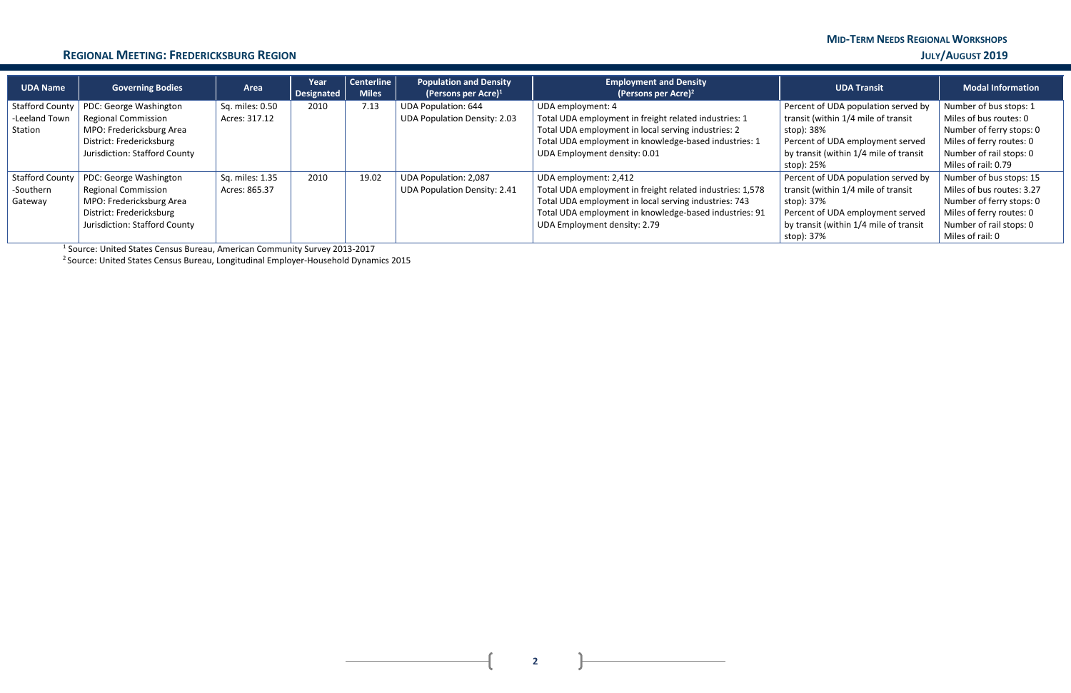| UDA Name | Governing Bodies | Area | Year Designated | Centerline Miles | Population and Density (Persons per Acre)[1] | Employment and Density (Persons per Acre)[2] | UDA Transit | Modal Information |
|---|---|---|---|---|---|---|---|---|
| Stafford County -Leeland Town Station | PDC: George Washington Regional Commission<br>MPO: Fredericksburg Area<br>District: Fredericksburg<br>Jurisdiction: Stafford County | Sq. miles: 0.50<br>Acres: 317.12 | 2010 | 7.13 | UDA Population: 644<br>UDA Population Density: 2.03 | UDA employment: 4<br>Total UDA employment in freight related industries: 1<br>Total UDA employment in local serving industries: 2<br>Total UDA employment in knowledge-based industries: 1<br>UDA Employment density: 0.01 | Percent of UDA population served by transit (within 1/4 mile of transit stop): 38%<br>Percent of UDA employment served by transit (within 1/4 mile of transit stop): 25% | Number of bus stops: 1<br>Miles of bus routes: 0<br>Number of ferry stops: 0<br>Miles of ferry routes: 0<br>Number of rail stops: 0<br>Miles of rail: 0.79 |
| Stafford County -Southern Gateway | PDC: George Washington Regional Commission<br>MPO: Fredericksburg Area<br>District: Fredericksburg<br>Jurisdiction: Stafford County | Sq. miles: 1.35<br>Acres: 865.37 | 2010 | 19.02 | UDA Population: 2,087<br>UDA Population Density: 2.41 | UDA employment: 2,412<br>Total UDA employment in freight related industries: 1,578<br>Total UDA employment in local serving industries: 743<br>Total UDA employment in knowledge-based industries: 91<br>UDA Employment density: 2.79 | Percent of UDA population served by transit (within 1/4 mile of transit stop): 37%<br>Percent of UDA employment served by transit (within 1/4 mile of transit stop): 37% | Number of bus stops: 15<br>Miles of bus routes: 3.27<br>Number of ferry stops: 0<br>Miles of ferry routes: 0<br>Number of rail stops: 0<br>Miles of rail: 0 |

[1] Source: United States Census Bureau, American Community Survey 2013-2017

[2] Source: United States Census Bureau, Longitudinal Employer-Household Dynamics 2015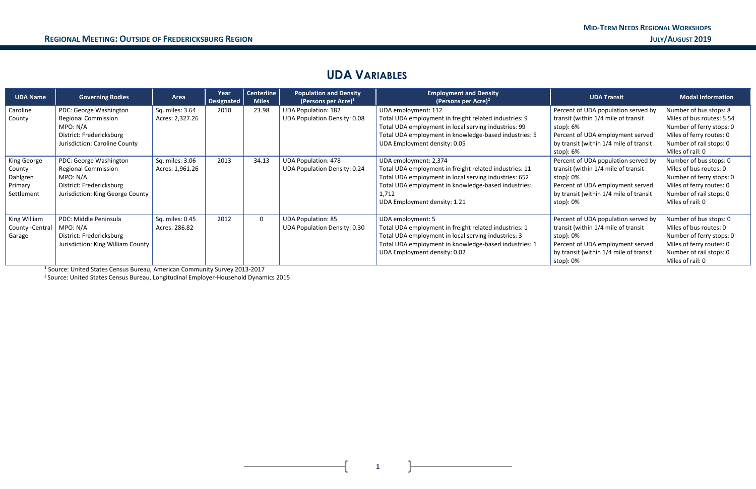## UDA VARIABLES

| UDA Name | Governing Bodies | Area | Year Designated | Centerline Miles | Population and Density (Persons per Acre)[1] | Employment and Density (Persons per Acre)[2] | UDA Transit | Modal Information |
|---|---|---|---|---|---|---|---|---|
| Caroline County | PDC: George Washington Regional Commission<br>MPO: N/A<br>District: Fredericksburg<br>Jurisdiction: Caroline County | Sq. miles: 3.64<br>Acres: 2,327.26 | 2010 | 23.98 | UDA Population: 182<br>UDA Population Density: 0.08 | UDA employment: 112<br>Total UDA employment in freight related industries: 9<br>Total UDA employment in local serving industries: 99<br>Total UDA employment in knowledge-based industries: 5<br>UDA Employment density: 0.05 | Percent of UDA population served by transit (within 1/4 mile of transit stop): 6%<br>Percent of UDA employment served by transit (within 1/4 mile of transit stop): 6% | Number of bus stops: 8<br>Miles of bus routes: 5.54<br>Number of ferry stops: 0<br>Miles of ferry routes: 0<br>Number of rail stops: 0<br>Miles of rail: 0 |
| King George County - Dahlgren Primary Settlement | PDC: George Washington Regional Commission<br>MPO: N/A<br>District: Fredericksburg<br>Jurisdiction: King George County | Sq. miles: 3.06<br>Acres: 1,961.26 | 2013 | 34.13 | UDA Population: 478<br>UDA Population Density: 0.24 | UDA employment: 2,374<br>Total UDA employment in freight related industries: 11<br>Total UDA employment in local serving industries: 652<br>Total UDA employment in knowledge-based industries: 1,712<br>UDA Employment density: 1.21 | Percent of UDA population served by transit (within 1/4 mile of transit stop): 0%<br>Percent of UDA employment served by transit (within 1/4 mile of transit stop): 0% | Number of bus stops: 0<br>Miles of bus routes: 0<br>Number of ferry stops: 0<br>Miles of ferry routes: 0<br>Number of rail stops: 0<br>Miles of rail: 0 |
| King William County -Central Garage | PDC: Middle Peninsula<br>MPO: N/A<br>District: Fredericksburg<br>Jurisdiction: King William County | Sq. miles: 0.45<br>Acres: 286.82 | 2012 | 0 | UDA Population: 85<br>UDA Population Density: 0.30 | UDA employment: 5<br>Total UDA employment in freight related industries: 1<br>Total UDA employment in local serving industries: 3<br>Total UDA employment in knowledge-based industries: 1<br>UDA Employment density: 0.02 | Percent of UDA population served by transit (within 1/4 mile of transit stop): 0%<br>Percent of UDA employment served by transit (within 1/4 mile of transit stop): 0% | Number of bus stops: 0<br>Miles of bus routes: 0<br>Number of ferry stops: 0<br>Miles of ferry routes: 0<br>Number of rail stops: 0<br>Miles of rail: 0 |

[1] Source: United States Census Bureau, American Community Survey 2013-2017

[2] Source: United States Census Bureau, Longitudinal Employer-Household Dynamics 2015